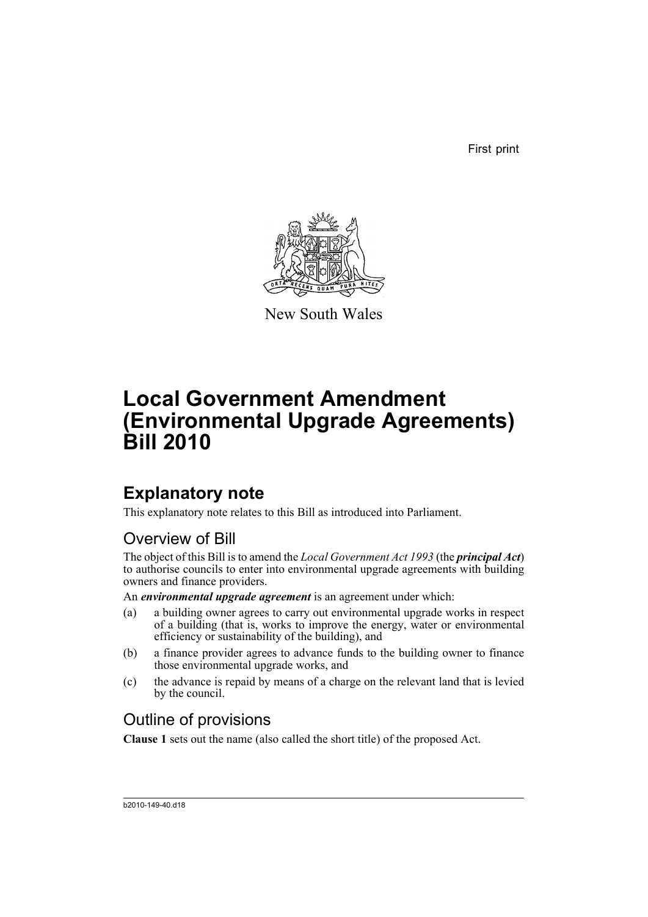First print

New South Wales

# Local Government Amendment (Environmental Upgrade Agreements) Bill 2010

## Explanatory note

This explanatory note relates to this Bill as introduced into Parliament.

### Overview of Bill

The object of this Bill is to amend the *Local Government Act 1993* (the ***principal Act***) to authorise councils to enter into environmental upgrade agreements with building owners and finance providers.

An ***environmental upgrade agreement*** is an agreement under which:

(a) a building owner agrees to carry out environmental upgrade works in respect of a building (that is, works to improve the energy, water or environmental efficiency or sustainability of the building), and

(b) a finance provider agrees to advance funds to the building owner to finance those environmental upgrade works, and

(c) the advance is repaid by means of a charge on the relevant land that is levied by the council.

### Outline of provisions

**Clause 1** sets out the name (also called the short title) of the proposed Act.

b2010-149-40.d18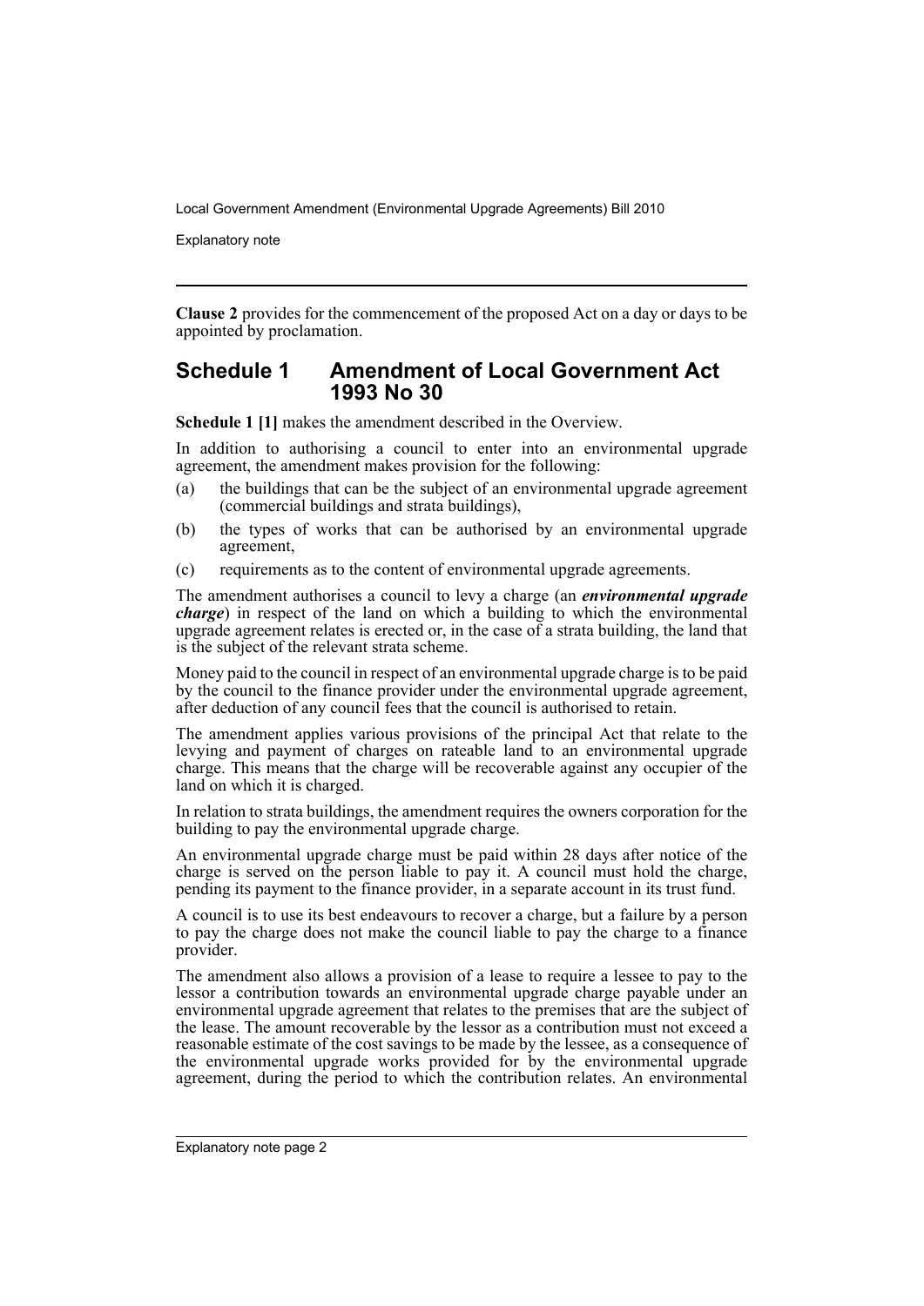**Clause 2** provides for the commencement of the proposed Act on a day or days to be appointed by proclamation.

## Schedule 1 Amendment of Local Government Act 1993 No 30

**Schedule 1 [1]** makes the amendment described in the Overview.

In addition to authorising a council to enter into an environmental upgrade agreement, the amendment makes provision for the following:

(a) the buildings that can be the subject of an environmental upgrade agreement (commercial buildings and strata buildings),

(b) the types of works that can be authorised by an environmental upgrade agreement,

(c) requirements as to the content of environmental upgrade agreements.

The amendment authorises a council to levy a charge (an ***environmental upgrade charge***) in respect of the land on which a building to which the environmental upgrade agreement relates is erected or, in the case of a strata building, the land that is the subject of the relevant strata scheme.

Money paid to the council in respect of an environmental upgrade charge is to be paid by the council to the finance provider under the environmental upgrade agreement, after deduction of any council fees that the council is authorised to retain.

The amendment applies various provisions of the principal Act that relate to the levying and payment of charges on rateable land to an environmental upgrade charge. This means that the charge will be recoverable against any occupier of the land on which it is charged.

In relation to strata buildings, the amendment requires the owners corporation for the building to pay the environmental upgrade charge.

An environmental upgrade charge must be paid within 28 days after notice of the charge is served on the person liable to pay it. A council must hold the charge, pending its payment to the finance provider, in a separate account in its trust fund.

A council is to use its best endeavours to recover a charge, but a failure by a person to pay the charge does not make the council liable to pay the charge to a finance provider.

The amendment also allows a provision of a lease to require a lessee to pay to the lessor a contribution towards an environmental upgrade charge payable under an environmental upgrade agreement that relates to the premises that are the subject of the lease. The amount recoverable by the lessor as a contribution must not exceed a reasonable estimate of the cost savings to be made by the lessee, as a consequence of the environmental upgrade works provided for by the environmental upgrade agreement, during the period to which the contribution relates. An environmental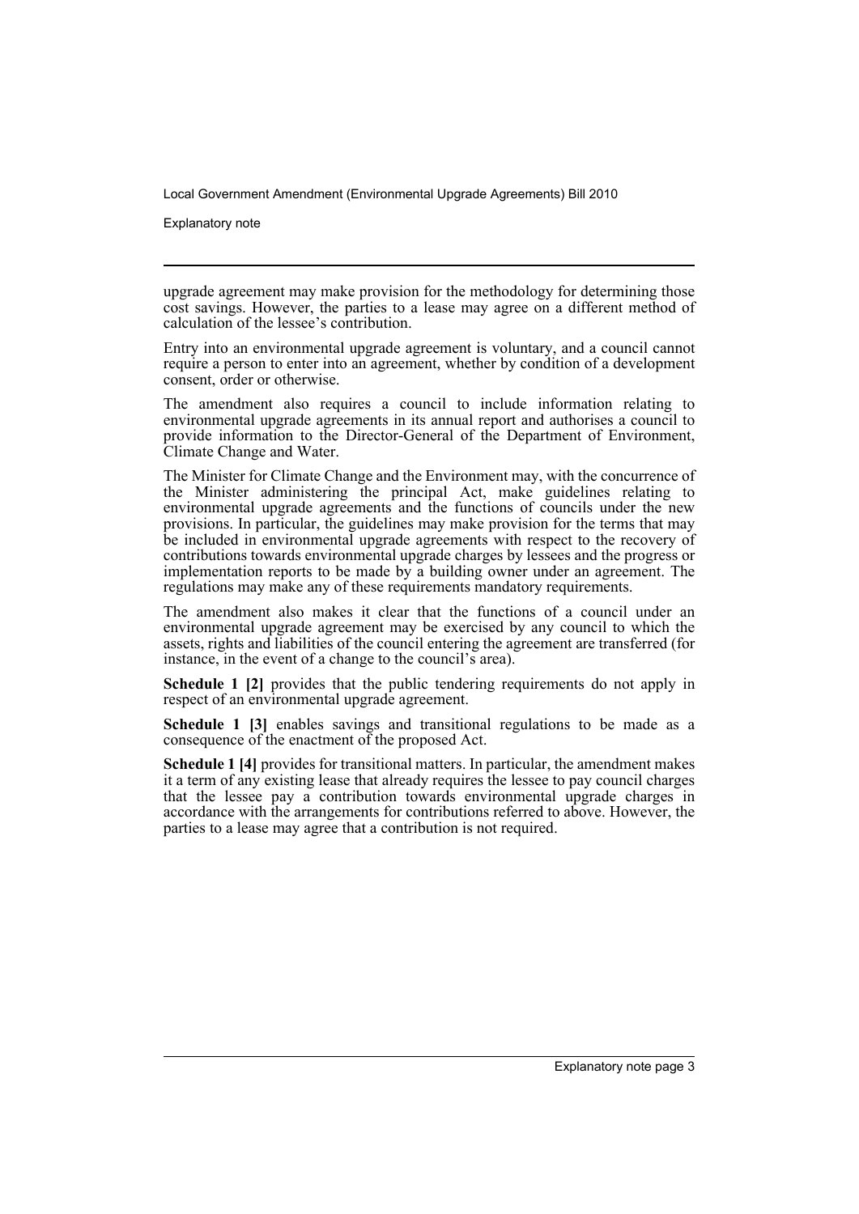upgrade agreement may make provision for the methodology for determining those cost savings. However, the parties to a lease may agree on a different method of calculation of the lessee's contribution.

Entry into an environmental upgrade agreement is voluntary, and a council cannot require a person to enter into an agreement, whether by condition of a development consent, order or otherwise.

The amendment also requires a council to include information relating to environmental upgrade agreements in its annual report and authorises a council to provide information to the Director-General of the Department of Environment, Climate Change and Water.

The Minister for Climate Change and the Environment may, with the concurrence of the Minister administering the principal Act, make guidelines relating to environmental upgrade agreements and the functions of councils under the new provisions. In particular, the guidelines may make provision for the terms that may be included in environmental upgrade agreements with respect to the recovery of contributions towards environmental upgrade charges by lessees and the progress or implementation reports to be made by a building owner under an agreement. The regulations may make any of these requirements mandatory requirements.

The amendment also makes it clear that the functions of a council under an environmental upgrade agreement may be exercised by any council to which the assets, rights and liabilities of the council entering the agreement are transferred (for instance, in the event of a change to the council's area).

**Schedule 1 [2]** provides that the public tendering requirements do not apply in respect of an environmental upgrade agreement.

**Schedule 1 [3]** enables savings and transitional regulations to be made as a consequence of the enactment of the proposed Act.

**Schedule 1 [4]** provides for transitional matters. In particular, the amendment makes it a term of any existing lease that already requires the lessee to pay council charges that the lessee pay a contribution towards environmental upgrade charges in accordance with the arrangements for contributions referred to above. However, the parties to a lease may agree that a contribution is not required.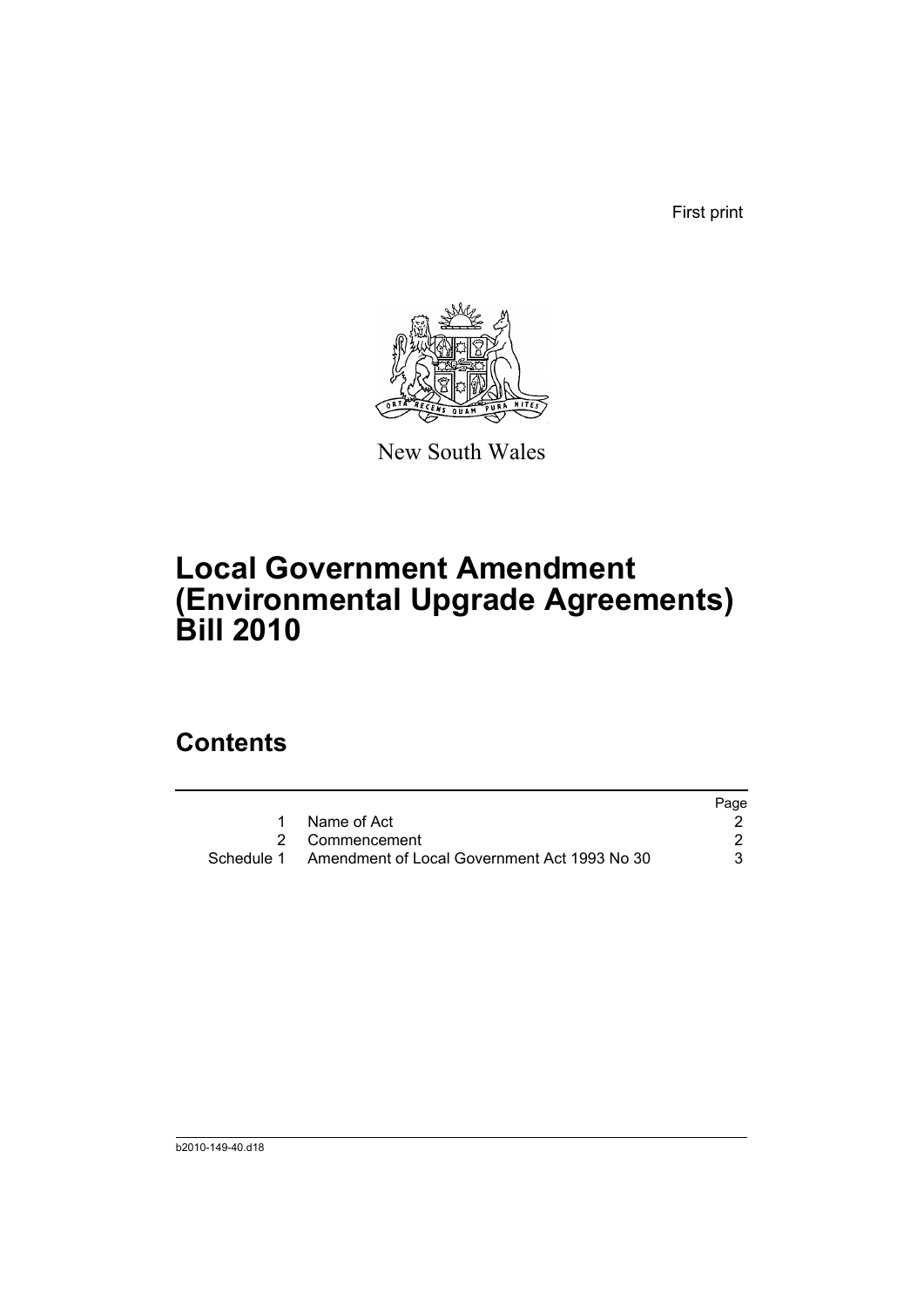First print

New South Wales

# Local Government Amendment (Environmental Upgrade Agreements) Bill 2010

## Contents

| | | Page |
|---|---|---|
| 1 | Name of Act | 2 |
| 2 | Commencement | 2 |
| Schedule 1 | Amendment of Local Government Act 1993 No 30 | 3 |

b2010-149-40.d18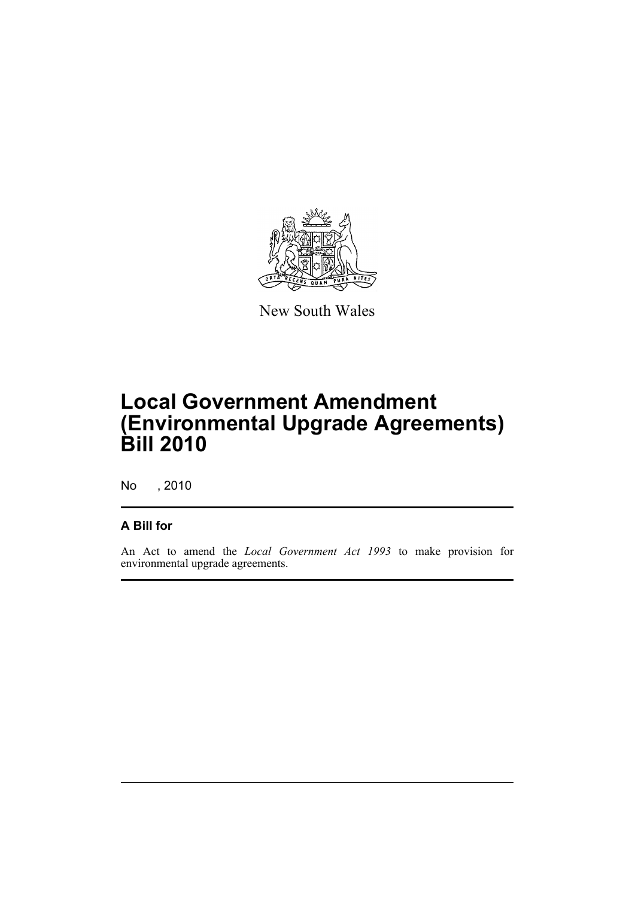New South Wales

# Local Government Amendment (Environmental Upgrade Agreements) Bill 2010

No , 2010

## A Bill for

An Act to amend the *Local Government Act 1993* to make provision for environmental upgrade agreements.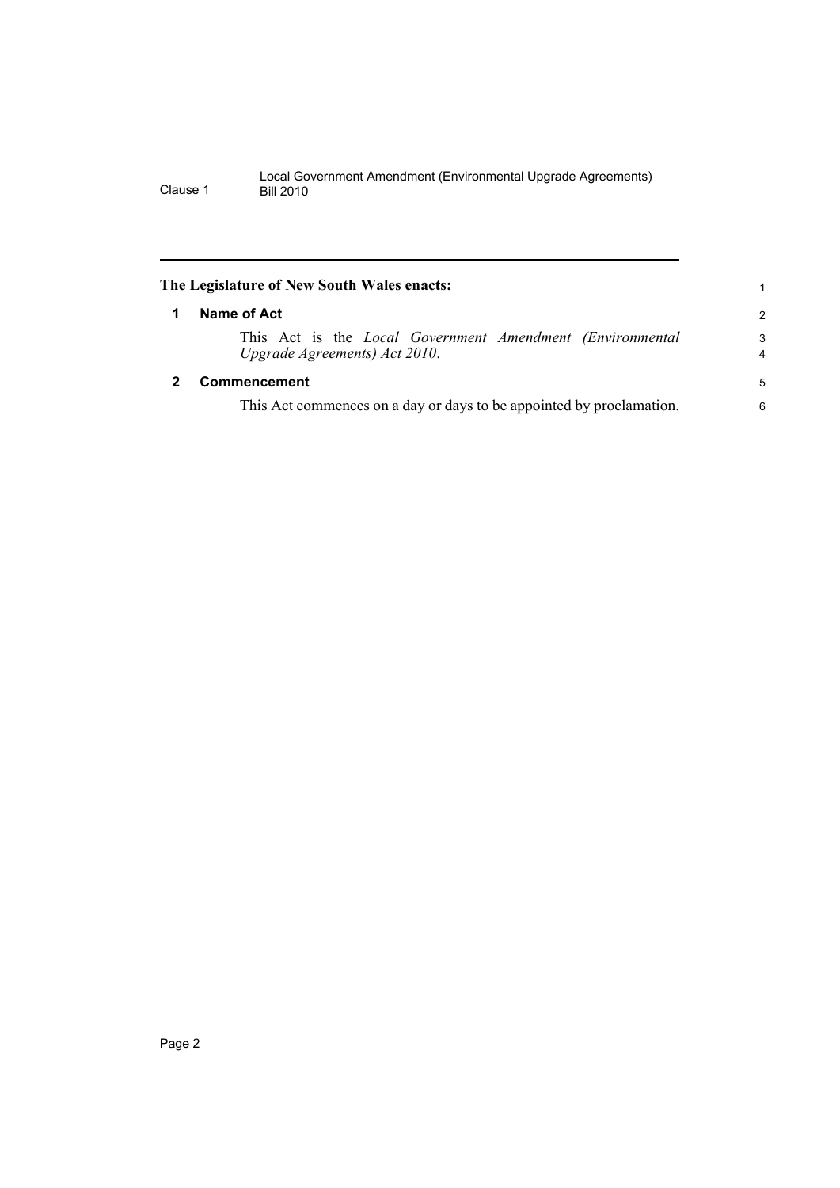**The Legislature of New South Wales enacts:**

## 1 Name of Act

This Act is the *Local Government Amendment (Environmental Upgrade Agreements) Act 2010*.

## 2 Commencement

This Act commences on a day or days to be appointed by proclamation.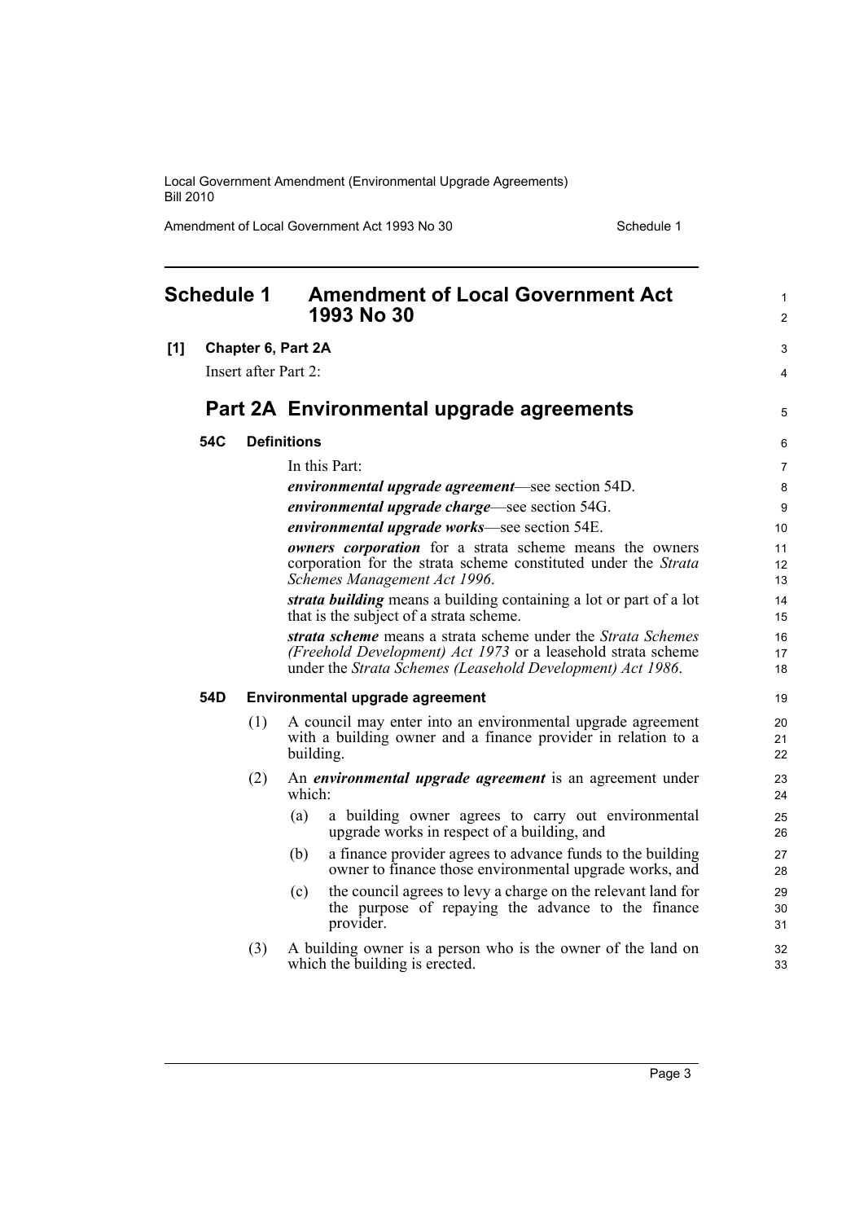## Schedule 1 Amendment of Local Government Act 1993 No 30

**[1] Chapter 6, Part 2A**

Insert after Part 2:

## Part 2A Environmental upgrade agreements

### 54C Definitions

In this Part:

***environmental upgrade agreement***—see section 54D.

***environmental upgrade charge***—see section 54G.

***environmental upgrade works***—see section 54E.

***owners corporation*** for a strata scheme means the owners corporation for the strata scheme constituted under the *Strata Schemes Management Act 1996*.

***strata building*** means a building containing a lot or part of a lot that is the subject of a strata scheme.

***strata scheme*** means a strata scheme under the *Strata Schemes (Freehold Development) Act 1973* or a leasehold strata scheme under the *Strata Schemes (Leasehold Development) Act 1986*.

### 54D Environmental upgrade agreement

(1) A council may enter into an environmental upgrade agreement with a building owner and a finance provider in relation to a building.

(2) An ***environmental upgrade agreement*** is an agreement under which:

- (a) a building owner agrees to carry out environmental upgrade works in respect of a building, and
- (b) a finance provider agrees to advance funds to the building owner to finance those environmental upgrade works, and
- (c) the council agrees to levy a charge on the relevant land for the purpose of repaying the advance to the finance provider.

(3) A building owner is a person who is the owner of the land on which the building is erected.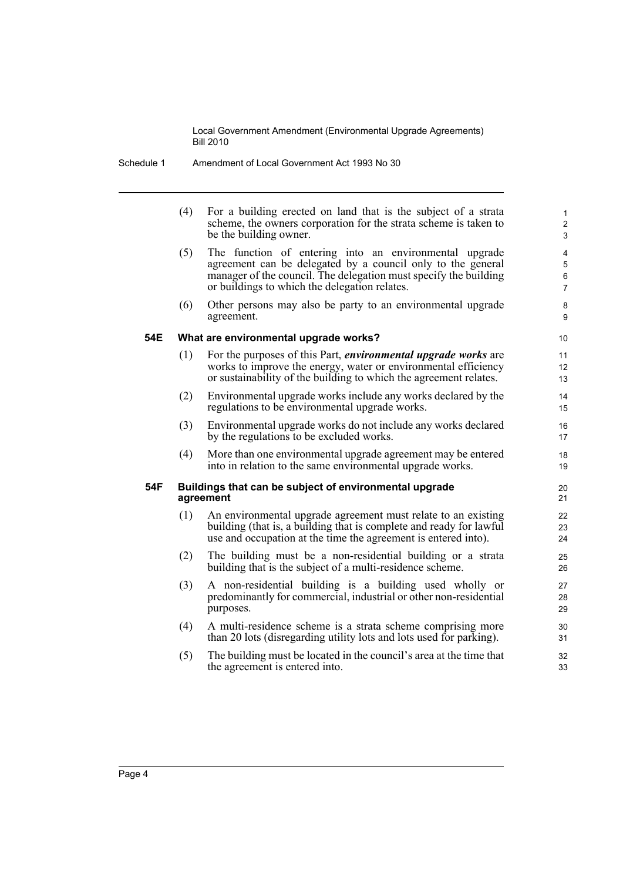(4) For a building erected on land that is the subject of a strata scheme, the owners corporation for the strata scheme is taken to be the building owner.

(5) The function of entering into an environmental upgrade agreement can be delegated by a council only to the general manager of the council. The delegation must specify the building or buildings to which the delegation relates.

(6) Other persons may also be party to an environmental upgrade agreement.

**54E What are environmental upgrade works?**

(1) For the purposes of this Part, ***environmental upgrade works*** are works to improve the energy, water or environmental efficiency or sustainability of the building to which the agreement relates.

(2) Environmental upgrade works include any works declared by the regulations to be environmental upgrade works.

(3) Environmental upgrade works do not include any works declared by the regulations to be excluded works.

(4) More than one environmental upgrade agreement may be entered into in relation to the same environmental upgrade works.

**54F Buildings that can be subject of environmental upgrade agreement**

(1) An environmental upgrade agreement must relate to an existing building (that is, a building that is complete and ready for lawful use and occupation at the time the agreement is entered into).

(2) The building must be a non-residential building or a strata building that is the subject of a multi-residence scheme.

(3) A non-residential building is a building used wholly or predominantly for commercial, industrial or other non-residential purposes.

(4) A multi-residence scheme is a strata scheme comprising more than 20 lots (disregarding utility lots and lots used for parking).

(5) The building must be located in the council's area at the time that the agreement is entered into.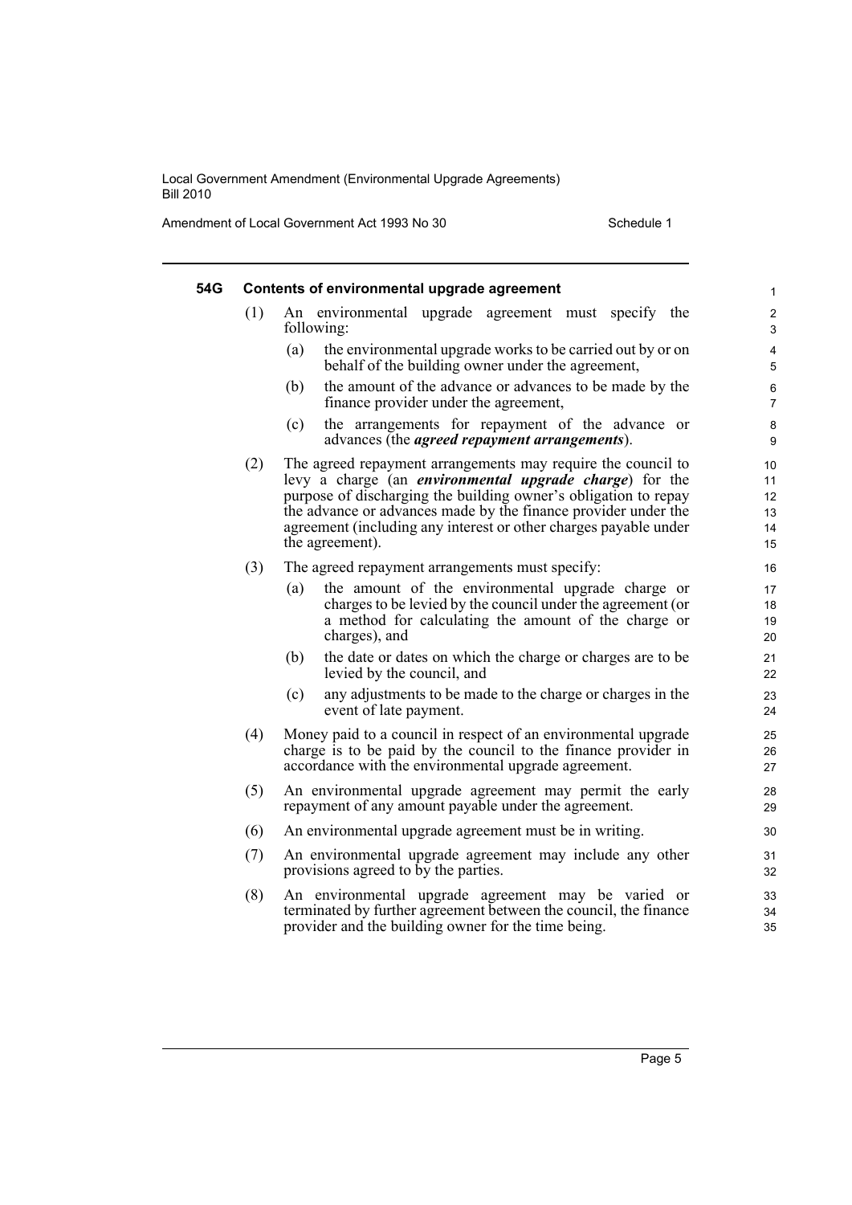### 54G Contents of environmental upgrade agreement

(1) An environmental upgrade agreement must specify the following:

- (a) the environmental upgrade works to be carried out by or on behalf of the building owner under the agreement,
- (b) the amount of the advance or advances to be made by the finance provider under the agreement,
- (c) the arrangements for repayment of the advance or advances (the ***agreed repayment arrangements***).

(2) The agreed repayment arrangements may require the council to levy a charge (an ***environmental upgrade charge***) for the purpose of discharging the building owner's obligation to repay the advance or advances made by the finance provider under the agreement (including any interest or other charges payable under the agreement).

(3) The agreed repayment arrangements must specify:

- (a) the amount of the environmental upgrade charge or charges to be levied by the council under the agreement (or a method for calculating the amount of the charge or charges), and
- (b) the date or dates on which the charge or charges are to be levied by the council, and
- (c) any adjustments to be made to the charge or charges in the event of late payment.

(4) Money paid to a council in respect of an environmental upgrade charge is to be paid by the council to the finance provider in accordance with the environmental upgrade agreement.

(5) An environmental upgrade agreement may permit the early repayment of any amount payable under the agreement.

(6) An environmental upgrade agreement must be in writing.

(7) An environmental upgrade agreement may include any other provisions agreed to by the parties.

(8) An environmental upgrade agreement may be varied or terminated by further agreement between the council, the finance provider and the building owner for the time being.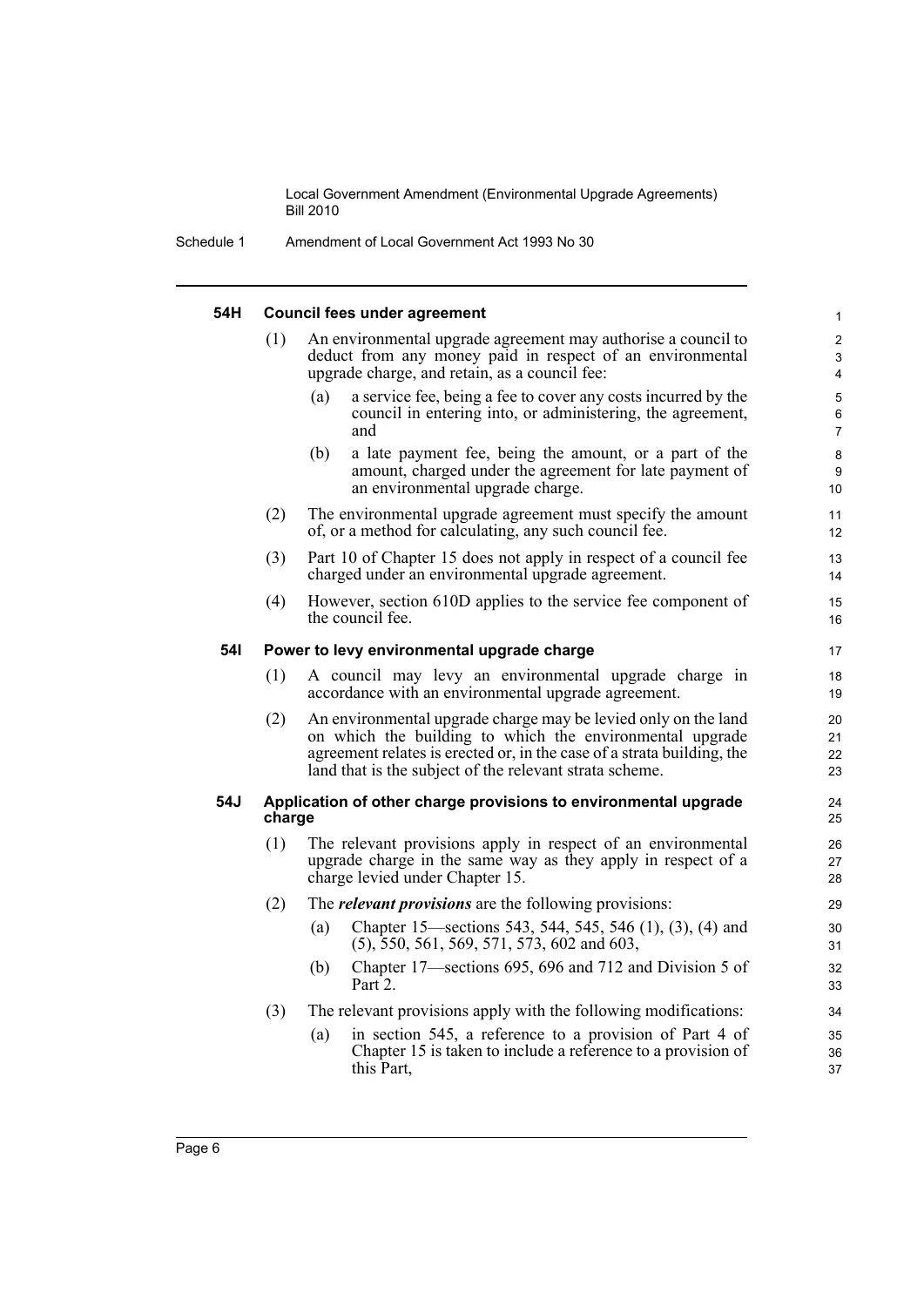#### 54H Council fees under agreement

(1) An environmental upgrade agreement may authorise a council to deduct from any money paid in respect of an environmental upgrade charge, and retain, as a council fee:

(a) a service fee, being a fee to cover any costs incurred by the council in entering into, or administering, the agreement, and

(b) a late payment fee, being the amount, or a part of the amount, charged under the agreement for late payment of an environmental upgrade charge.

(2) The environmental upgrade agreement must specify the amount of, or a method for calculating, any such council fee.

(3) Part 10 of Chapter 15 does not apply in respect of a council fee charged under an environmental upgrade agreement.

(4) However, section 610D applies to the service fee component of the council fee.

#### 54I Power to levy environmental upgrade charge

(1) A council may levy an environmental upgrade charge in accordance with an environmental upgrade agreement.

(2) An environmental upgrade charge may be levied only on the land on which the building to which the environmental upgrade agreement relates is erected or, in the case of a strata building, the land that is the subject of the relevant strata scheme.

#### 54J Application of other charge provisions to environmental upgrade charge

(1) The relevant provisions apply in respect of an environmental upgrade charge in the same way as they apply in respect of a charge levied under Chapter 15.

(2) The ***relevant provisions*** are the following provisions:

(a) Chapter 15—sections 543, 544, 545, 546 (1), (3), (4) and (5), 550, 561, 569, 571, 573, 602 and 603,

(b) Chapter 17—sections 695, 696 and 712 and Division 5 of Part 2.

(3) The relevant provisions apply with the following modifications:

(a) in section 545, a reference to a provision of Part 4 of Chapter 15 is taken to include a reference to a provision of this Part,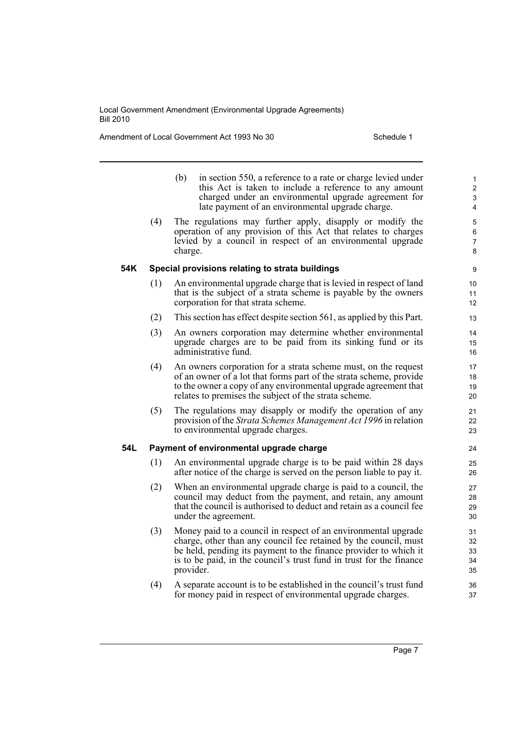(b) in section 550, a reference to a rate or charge levied under this Act is taken to include a reference to any amount charged under an environmental upgrade agreement for late payment of an environmental upgrade charge.

(4) The regulations may further apply, disapply or modify the operation of any provision of this Act that relates to charges levied by a council in respect of an environmental upgrade charge.

### 54K Special provisions relating to strata buildings

(1) An environmental upgrade charge that is levied in respect of land that is the subject of a strata scheme is payable by the owners corporation for that strata scheme.

(2) This section has effect despite section 561, as applied by this Part.

(3) An owners corporation may determine whether environmental upgrade charges are to be paid from its sinking fund or its administrative fund.

(4) An owners corporation for a strata scheme must, on the request of an owner of a lot that forms part of the strata scheme, provide to the owner a copy of any environmental upgrade agreement that relates to premises the subject of the strata scheme.

(5) The regulations may disapply or modify the operation of any provision of the *Strata Schemes Management Act 1996* in relation to environmental upgrade charges.

### 54L Payment of environmental upgrade charge

(1) An environmental upgrade charge is to be paid within 28 days after notice of the charge is served on the person liable to pay it.

(2) When an environmental upgrade charge is paid to a council, the council may deduct from the payment, and retain, any amount that the council is authorised to deduct and retain as a council fee under the agreement.

(3) Money paid to a council in respect of an environmental upgrade charge, other than any council fee retained by the council, must be held, pending its payment to the finance provider to which it is to be paid, in the council's trust fund in trust for the finance provider.

(4) A separate account is to be established in the council's trust fund for money paid in respect of environmental upgrade charges.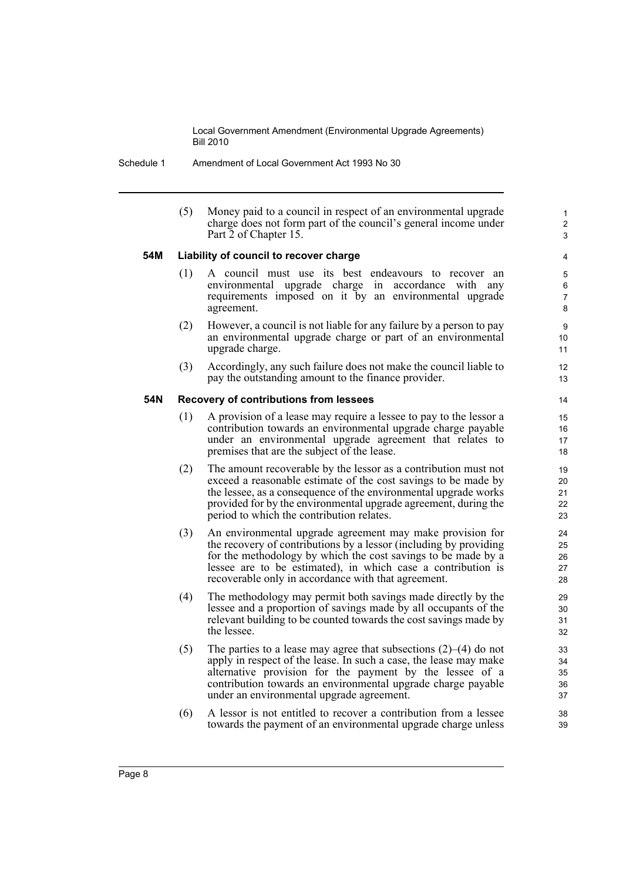(5) Money paid to a council in respect of an environmental upgrade charge does not form part of the council's general income under Part 2 of Chapter 15.

**54M Liability of council to recover charge**

(1) A council must use its best endeavours to recover an environmental upgrade charge in accordance with any requirements imposed on it by an environmental upgrade agreement.

(2) However, a council is not liable for any failure by a person to pay an environmental upgrade charge or part of an environmental upgrade charge.

(3) Accordingly, any such failure does not make the council liable to pay the outstanding amount to the finance provider.

**54N Recovery of contributions from lessees**

(1) A provision of a lease may require a lessee to pay to the lessor a contribution towards an environmental upgrade charge payable under an environmental upgrade agreement that relates to premises that are the subject of the lease.

(2) The amount recoverable by the lessor as a contribution must not exceed a reasonable estimate of the cost savings to be made by the lessee, as a consequence of the environmental upgrade works provided for by the environmental upgrade agreement, during the period to which the contribution relates.

(3) An environmental upgrade agreement may make provision for the recovery of contributions by a lessor (including by providing for the methodology by which the cost savings to be made by a lessee are to be estimated), in which case a contribution is recoverable only in accordance with that agreement.

(4) The methodology may permit both savings made directly by the lessee and a proportion of savings made by all occupants of the relevant building to be counted towards the cost savings made by the lessee.

(5) The parties to a lease may agree that subsections (2)–(4) do not apply in respect of the lease. In such a case, the lease may make alternative provision for the payment by the lessee of a contribution towards an environmental upgrade charge payable under an environmental upgrade agreement.

(6) A lessor is not entitled to recover a contribution from a lessee towards the payment of an environmental upgrade charge unless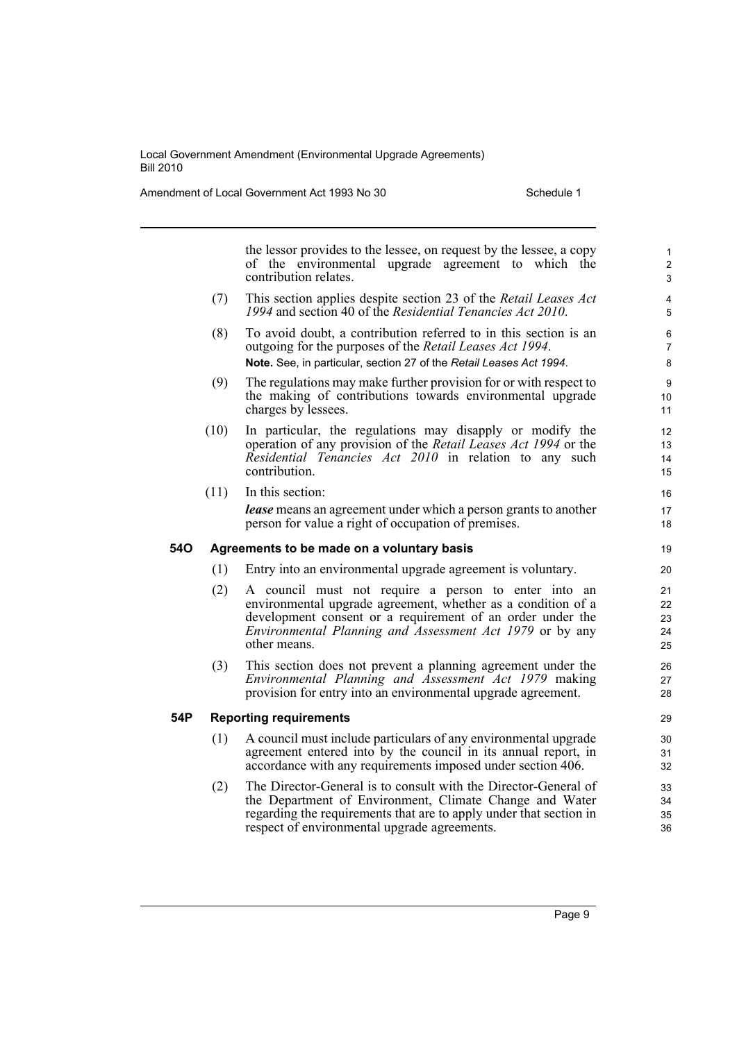the lessor provides to the lessee, on request by the lessee, a copy of the environmental upgrade agreement to which the contribution relates.

(7) This section applies despite section 23 of the *Retail Leases Act 1994* and section 40 of the *Residential Tenancies Act 2010*.

(8) To avoid doubt, a contribution referred to in this section is an outgoing for the purposes of the *Retail Leases Act 1994*.

**Note.** See, in particular, section 27 of the *Retail Leases Act 1994*.

(9) The regulations may make further provision for or with respect to the making of contributions towards environmental upgrade charges by lessees.

(10) In particular, the regulations may disapply or modify the operation of any provision of the *Retail Leases Act 1994* or the *Residential Tenancies Act 2010* in relation to any such contribution.

(11) In this section:

***lease*** means an agreement under which a person grants to another person for value a right of occupation of premises.

### 54O Agreements to be made on a voluntary basis

(1) Entry into an environmental upgrade agreement is voluntary.

(2) A council must not require a person to enter into an environmental upgrade agreement, whether as a condition of a development consent or a requirement of an order under the *Environmental Planning and Assessment Act 1979* or by any other means.

(3) This section does not prevent a planning agreement under the *Environmental Planning and Assessment Act 1979* making provision for entry into an environmental upgrade agreement.

### 54P Reporting requirements

(1) A council must include particulars of any environmental upgrade agreement entered into by the council in its annual report, in accordance with any requirements imposed under section 406.

(2) The Director-General is to consult with the Director-General of the Department of Environment, Climate Change and Water regarding the requirements that are to apply under that section in respect of environmental upgrade agreements.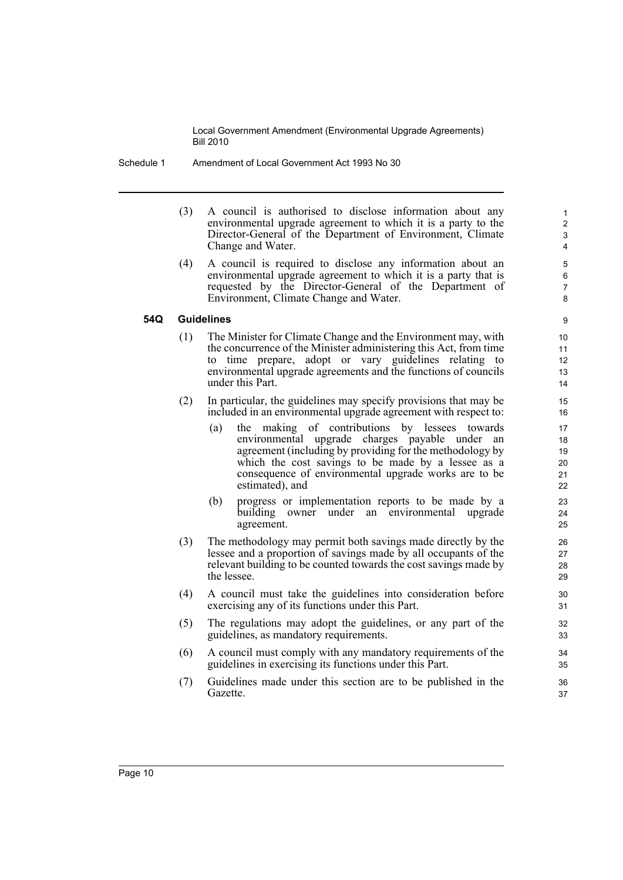(3) A council is authorised to disclose information about any environmental upgrade agreement to which it is a party to the Director-General of the Department of Environment, Climate Change and Water.

(4) A council is required to disclose any information about an environmental upgrade agreement to which it is a party that is requested by the Director-General of the Department of Environment, Climate Change and Water.

**54Q Guidelines**

(1) The Minister for Climate Change and the Environment may, with the concurrence of the Minister administering this Act, from time to time prepare, adopt or vary guidelines relating to environmental upgrade agreements and the functions of councils under this Part.

(2) In particular, the guidelines may specify provisions that may be included in an environmental upgrade agreement with respect to:

(a) the making of contributions by lessees towards environmental upgrade charges payable under an agreement (including by providing for the methodology by which the cost savings to be made by a lessee as a consequence of environmental upgrade works are to be estimated), and

(b) progress or implementation reports to be made by a building owner under an environmental upgrade agreement.

(3) The methodology may permit both savings made directly by the lessee and a proportion of savings made by all occupants of the relevant building to be counted towards the cost savings made by the lessee.

(4) A council must take the guidelines into consideration before exercising any of its functions under this Part.

(5) The regulations may adopt the guidelines, or any part of the guidelines, as mandatory requirements.

(6) A council must comply with any mandatory requirements of the guidelines in exercising its functions under this Part.

(7) Guidelines made under this section are to be published in the Gazette.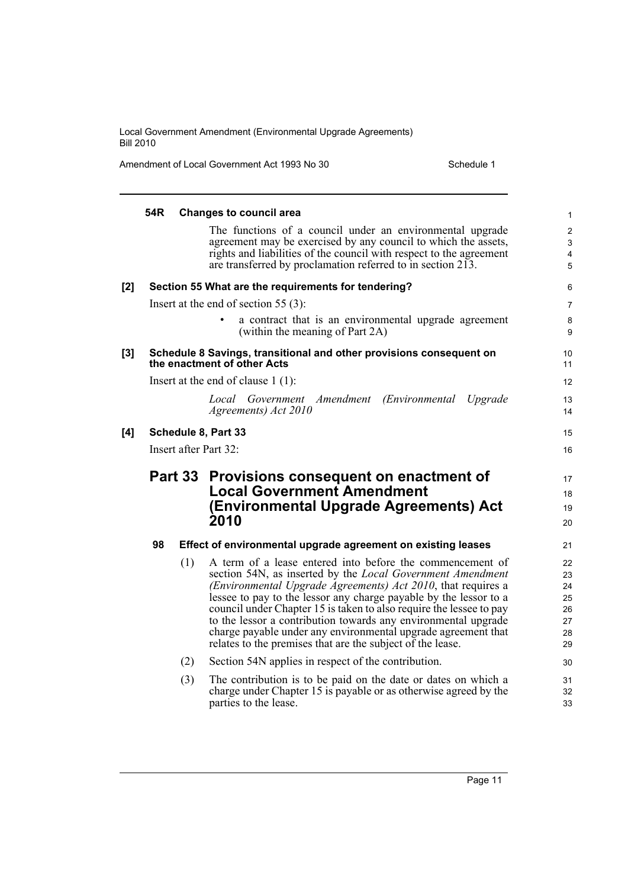#### 54R Changes to council area

The functions of a council under an environmental upgrade agreement may be exercised by any council to which the assets, rights and liabilities of the council with respect to the agreement are transferred by proclamation referred to in section 213.

**[2] Section 55 What are the requirements for tendering?**

Insert at the end of section 55 (3):

- a contract that is an environmental upgrade agreement (within the meaning of Part 2A)

**[3] Schedule 8 Savings, transitional and other provisions consequent on the enactment of other Acts**

Insert at the end of clause 1 (1):

*Local Government Amendment (Environmental Upgrade Agreements) Act 2010*

**[4] Schedule 8, Part 33**

Insert after Part 32:

## Part 33 Provisions consequent on enactment of Local Government Amendment (Environmental Upgrade Agreements) Act 2010

#### 98 Effect of environmental upgrade agreement on existing leases

(1) A term of a lease entered into before the commencement of section 54N, as inserted by the *Local Government Amendment (Environmental Upgrade Agreements) Act 2010*, that requires a lessee to pay to the lessor any charge payable by the lessor to a council under Chapter 15 is taken to also require the lessee to pay to the lessor a contribution towards any environmental upgrade charge payable under any environmental upgrade agreement that relates to the premises that are the subject of the lease.

(2) Section 54N applies in respect of the contribution.

(3) The contribution is to be paid on the date or dates on which a charge under Chapter 15 is payable or as otherwise agreed by the parties to the lease.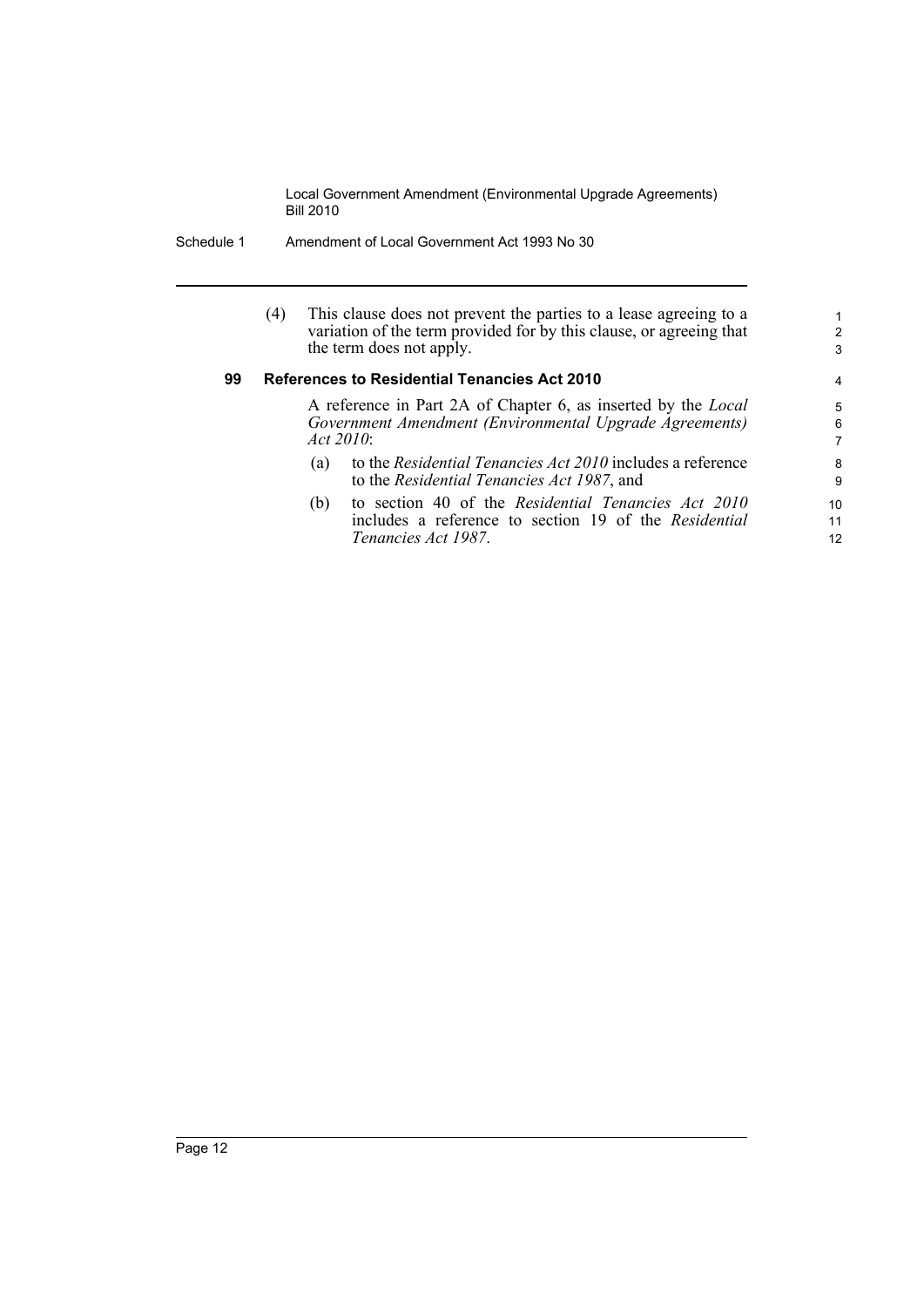(4) This clause does not prevent the parties to a lease agreeing to a variation of the term provided for by this clause, or agreeing that the term does not apply.

### 99 References to Residential Tenancies Act 2010

A reference in Part 2A of Chapter 6, as inserted by the *Local Government Amendment (Environmental Upgrade Agreements) Act 2010*:

(a) to the *Residential Tenancies Act 2010* includes a reference to the *Residential Tenancies Act 1987*, and

(b) to section 40 of the *Residential Tenancies Act 2010* includes a reference to section 19 of the *Residential Tenancies Act 1987*.